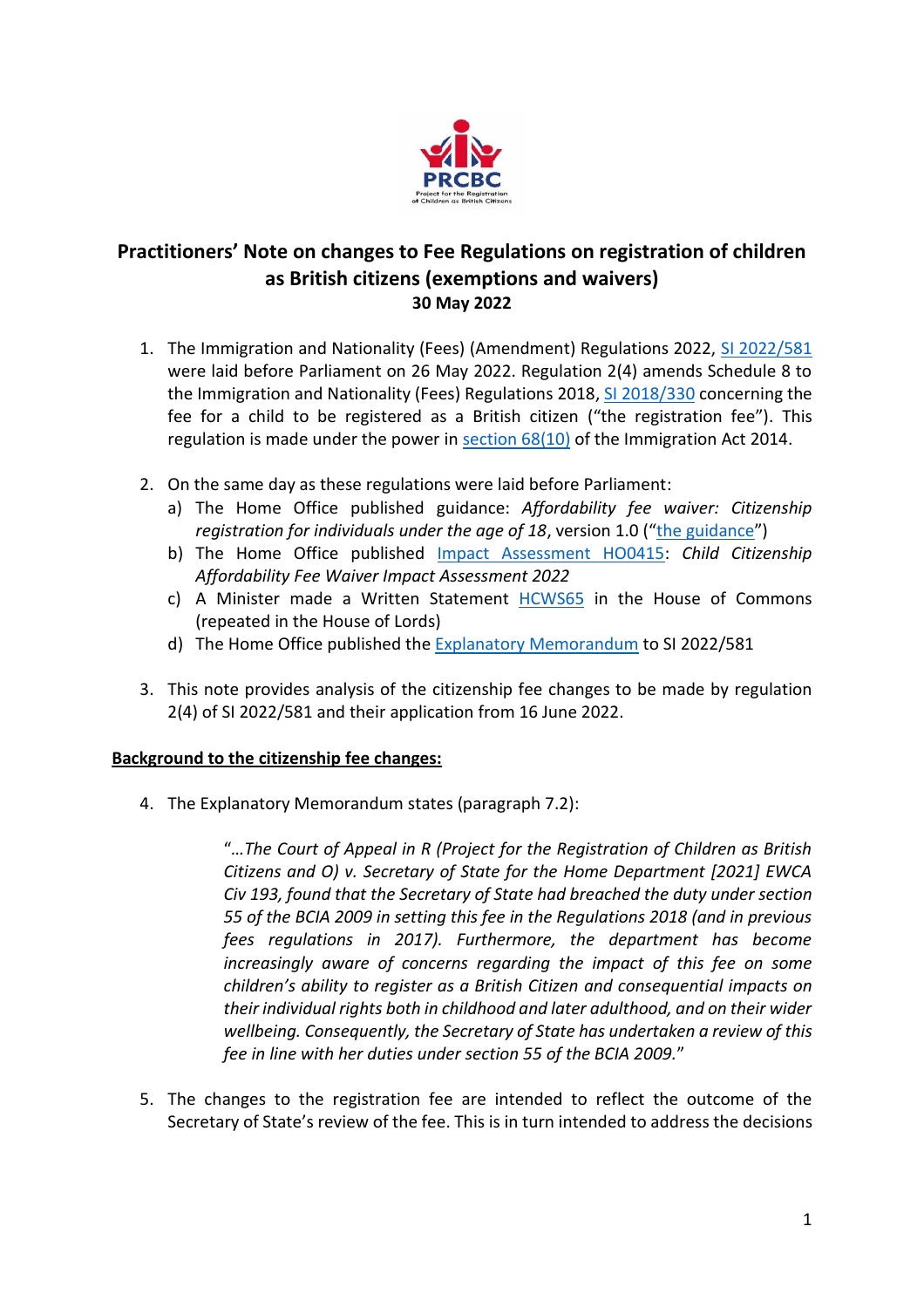# Practitioners' Note on changes to Fee Regulations on registration of children as British citizens (exemptions and waivers)

**30 May 2022**

1. The Immigration and Nationality (Fees) (Amendment) Regulations 2022, SI 2022/581 were laid before Parliament on 26 May 2022. Regulation 2(4) amends Schedule 8 to the Immigration and Nationality (Fees) Regulations 2018, SI 2018/330 concerning the fee for a child to be registered as a British citizen ("the registration fee"). This regulation is made under the power in section 68(10) of the Immigration Act 2014.

2. On the same day as these regulations were laid before Parliament:
   a) The Home Office published guidance: *Affordability fee waiver: Citizenship registration for individuals under the age of 18*, version 1.0 ("the guidance")
   b) The Home Office published Impact Assessment HO0415: *Child Citizenship Affordability Fee Waiver Impact Assessment 2022*
   c) A Minister made a Written Statement HCWS65 in the House of Commons (repeated in the House of Lords)
   d) The Home Office published the Explanatory Memorandum to SI 2022/581

3. This note provides analysis of the citizenship fee changes to be made by regulation 2(4) of SI 2022/581 and their application from 16 June 2022.

**Background to the citizenship fee changes:**

4. The Explanatory Memorandum states (paragraph 7.2):

   > "*…The Court of Appeal in R (Project for the Registration of Children as British Citizens and O) v. Secretary of State for the Home Department [2021] EWCA Civ 193, found that the Secretary of State had breached the duty under section 55 of the BCIA 2009 in setting this fee in the Regulations 2018 (and in previous fees regulations in 2017). Furthermore, the department has become increasingly aware of concerns regarding the impact of this fee on some children's ability to register as a British Citizen and consequential impacts on their individual rights both in childhood and later adulthood, and on their wider wellbeing. Consequently, the Secretary of State has undertaken a review of this fee in line with her duties under section 55 of the BCIA 2009.*"

5. The changes to the registration fee are intended to reflect the outcome of the Secretary of State's review of the fee. This is in turn intended to address the decisions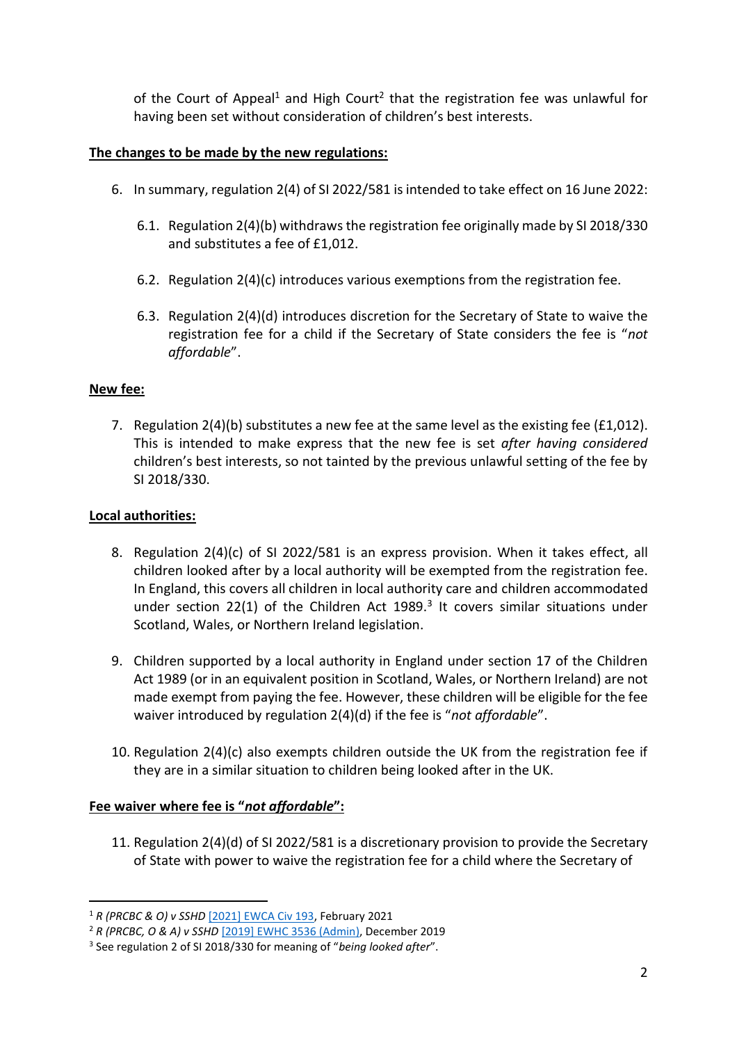of the Court of Appeal[1] and High Court[2] that the registration fee was unlawful for having been set without consideration of children's best interests.

**The changes to be made by the new regulations:**

6. In summary, regulation 2(4) of SI 2022/581 is intended to take effect on 16 June 2022:

   6.1. Regulation 2(4)(b) withdraws the registration fee originally made by SI 2018/330 and substitutes a fee of £1,012.

   6.2. Regulation 2(4)(c) introduces various exemptions from the registration fee.

   6.3. Regulation 2(4)(d) introduces discretion for the Secretary of State to waive the registration fee for a child if the Secretary of State considers the fee is "*not affordable*".

**New fee:**

7. Regulation 2(4)(b) substitutes a new fee at the same level as the existing fee (£1,012). This is intended to make express that the new fee is set *after having considered* children's best interests, so not tainted by the previous unlawful setting of the fee by SI 2018/330.

**Local authorities:**

8. Regulation 2(4)(c) of SI 2022/581 is an express provision. When it takes effect, all children looked after by a local authority will be exempted from the registration fee. In England, this covers all children in local authority care and children accommodated under section 22(1) of the Children Act 1989.[3] It covers similar situations under Scotland, Wales, or Northern Ireland legislation.

9. Children supported by a local authority in England under section 17 of the Children Act 1989 (or in an equivalent position in Scotland, Wales, or Northern Ireland) are not made exempt from paying the fee. However, these children will be eligible for the fee waiver introduced by regulation 2(4)(d) if the fee is "*not affordable*".

10. Regulation 2(4)(c) also exempts children outside the UK from the registration fee if they are in a similar situation to children being looked after in the UK.

**Fee waiver where fee is "*not affordable*":**

11. Regulation 2(4)(d) of SI 2022/581 is a discretionary provision to provide the Secretary of State with power to waive the registration fee for a child where the Secretary of

---

[1] *R (PRCBC & O) v SSHD* [2021] EWCA Civ 193, February 2021

[2] *R (PRCBC, O & A) v SSHD* [2019] EWHC 3536 (Admin), December 2019

[3] See regulation 2 of SI 2018/330 for meaning of "*being looked after*".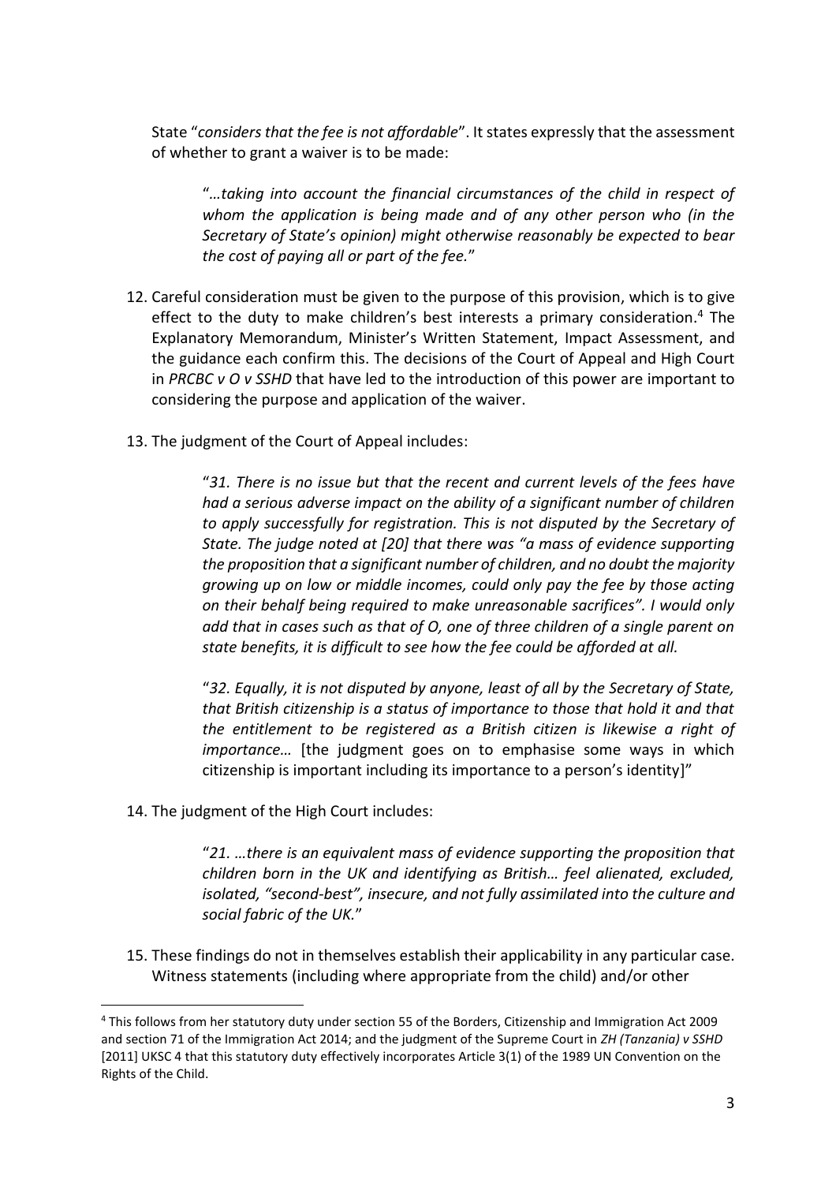State "*considers that the fee is not affordable*". It states expressly that the assessment of whether to grant a waiver is to be made:

> "*…taking into account the financial circumstances of the child in respect of whom the application is being made and of any other person who (in the Secretary of State's opinion) might otherwise reasonably be expected to bear the cost of paying all or part of the fee.*"

12. Careful consideration must be given to the purpose of this provision, which is to give effect to the duty to make children's best interests a primary consideration.[4] The Explanatory Memorandum, Minister's Written Statement, Impact Assessment, and the guidance each confirm this. The decisions of the Court of Appeal and High Court in *PRCBC v O v SSHD* that have led to the introduction of this power are important to considering the purpose and application of the waiver.

13. The judgment of the Court of Appeal includes:

> "*31. There is no issue but that the recent and current levels of the fees have had a serious adverse impact on the ability of a significant number of children to apply successfully for registration. This is not disputed by the Secretary of State. The judge noted at [20] that there was "a mass of evidence supporting the proposition that a significant number of children, and no doubt the majority growing up on low or middle incomes, could only pay the fee by those acting on their behalf being required to make unreasonable sacrifices". I would only add that in cases such as that of O, one of three children of a single parent on state benefits, it is difficult to see how the fee could be afforded at all.*
>
> "*32. Equally, it is not disputed by anyone, least of all by the Secretary of State, that British citizenship is a status of importance to those that hold it and that the entitlement to be registered as a British citizen is likewise a right of importance…* [the judgment goes on to emphasise some ways in which citizenship is important including its importance to a person's identity]"

14. The judgment of the High Court includes:

> "*21. …there is an equivalent mass of evidence supporting the proposition that children born in the UK and identifying as British… feel alienated, excluded, isolated, "second-best", insecure, and not fully assimilated into the culture and social fabric of the UK.*"

15. These findings do not in themselves establish their applicability in any particular case. Witness statements (including where appropriate from the child) and/or other

---

[4] This follows from her statutory duty under section 55 of the Borders, Citizenship and Immigration Act 2009 and section 71 of the Immigration Act 2014; and the judgment of the Supreme Court in *ZH (Tanzania) v SSHD* [2011] UKSC 4 that this statutory duty effectively incorporates Article 3(1) of the 1989 UN Convention on the Rights of the Child.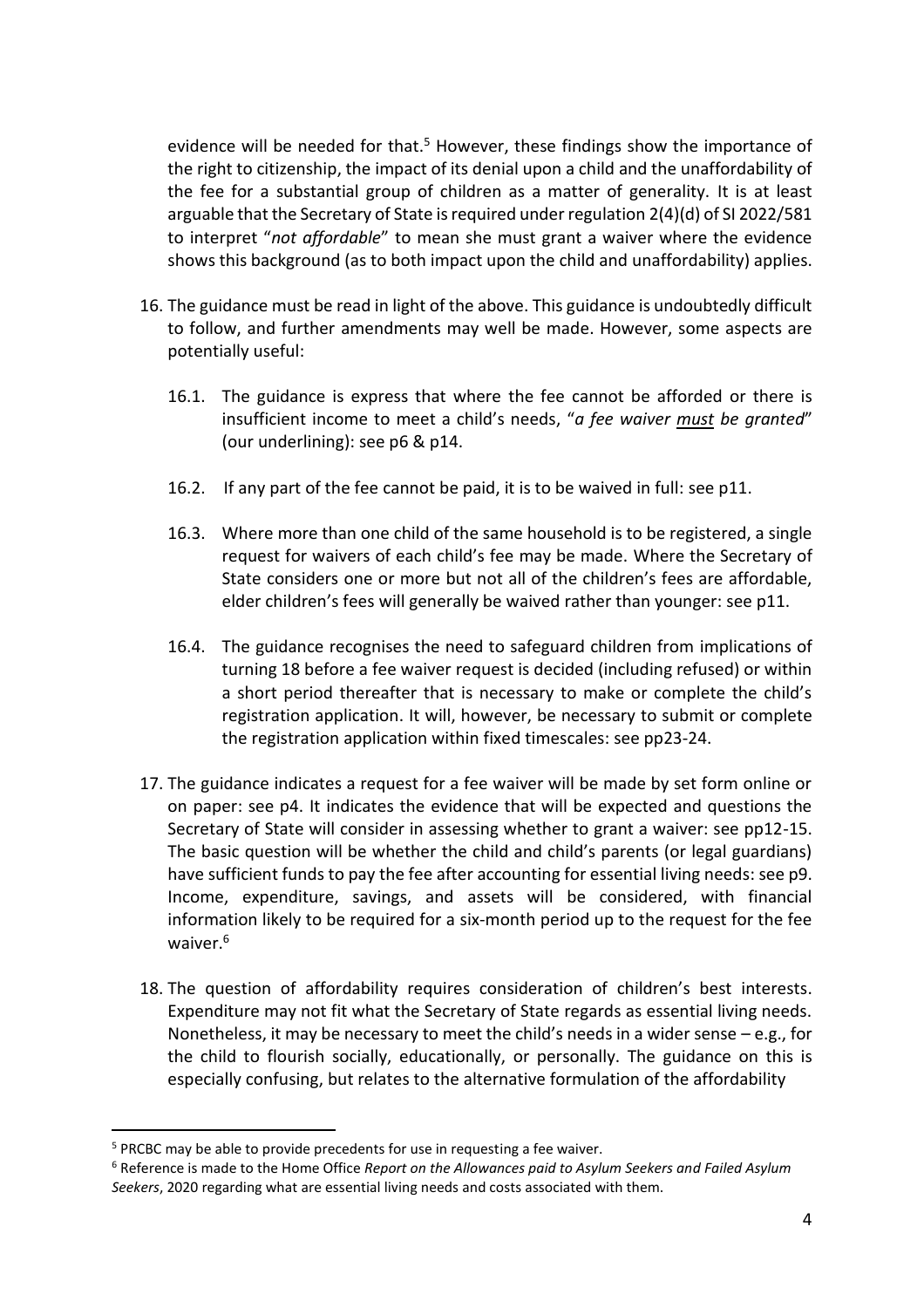evidence will be needed for that.[5] However, these findings show the importance of the right to citizenship, the impact of its denial upon a child and the unaffordability of the fee for a substantial group of children as a matter of generality. It is at least arguable that the Secretary of State is required under regulation 2(4)(d) of SI 2022/581 to interpret "*not affordable*" to mean she must grant a waiver where the evidence shows this background (as to both impact upon the child and unaffordability) applies.

16. The guidance must be read in light of the above. This guidance is undoubtedly difficult to follow, and further amendments may well be made. However, some aspects are potentially useful:

    16.1. The guidance is express that where the fee cannot be afforded or there is insufficient income to meet a child's needs, "*a fee waiver <u>must</u> be granted*" (our underlining): see p6 & p14.

    16.2. If any part of the fee cannot be paid, it is to be waived in full: see p11.

    16.3. Where more than one child of the same household is to be registered, a single request for waivers of each child's fee may be made. Where the Secretary of State considers one or more but not all of the children's fees are affordable, elder children's fees will generally be waived rather than younger: see p11.

    16.4. The guidance recognises the need to safeguard children from implications of turning 18 before a fee waiver request is decided (including refused) or within a short period thereafter that is necessary to make or complete the child's registration application. It will, however, be necessary to submit or complete the registration application within fixed timescales: see pp23-24.

17. The guidance indicates a request for a fee waiver will be made by set form online or on paper: see p4. It indicates the evidence that will be expected and questions the Secretary of State will consider in assessing whether to grant a waiver: see pp12-15. The basic question will be whether the child and child's parents (or legal guardians) have sufficient funds to pay the fee after accounting for essential living needs: see p9. Income, expenditure, savings, and assets will be considered, with financial information likely to be required for a six-month period up to the request for the fee waiver.[6]

18. The question of affordability requires consideration of children's best interests. Expenditure may not fit what the Secretary of State regards as essential living needs. Nonetheless, it may be necessary to meet the child's needs in a wider sense – e.g., for the child to flourish socially, educationally, or personally. The guidance on this is especially confusing, but relates to the alternative formulation of the affordability

---

[5] PRCBC may be able to provide precedents for use in requesting a fee waiver.

[6] Reference is made to the Home Office *Report on the Allowances paid to Asylum Seekers and Failed Asylum Seekers*, 2020 regarding what are essential living needs and costs associated with them.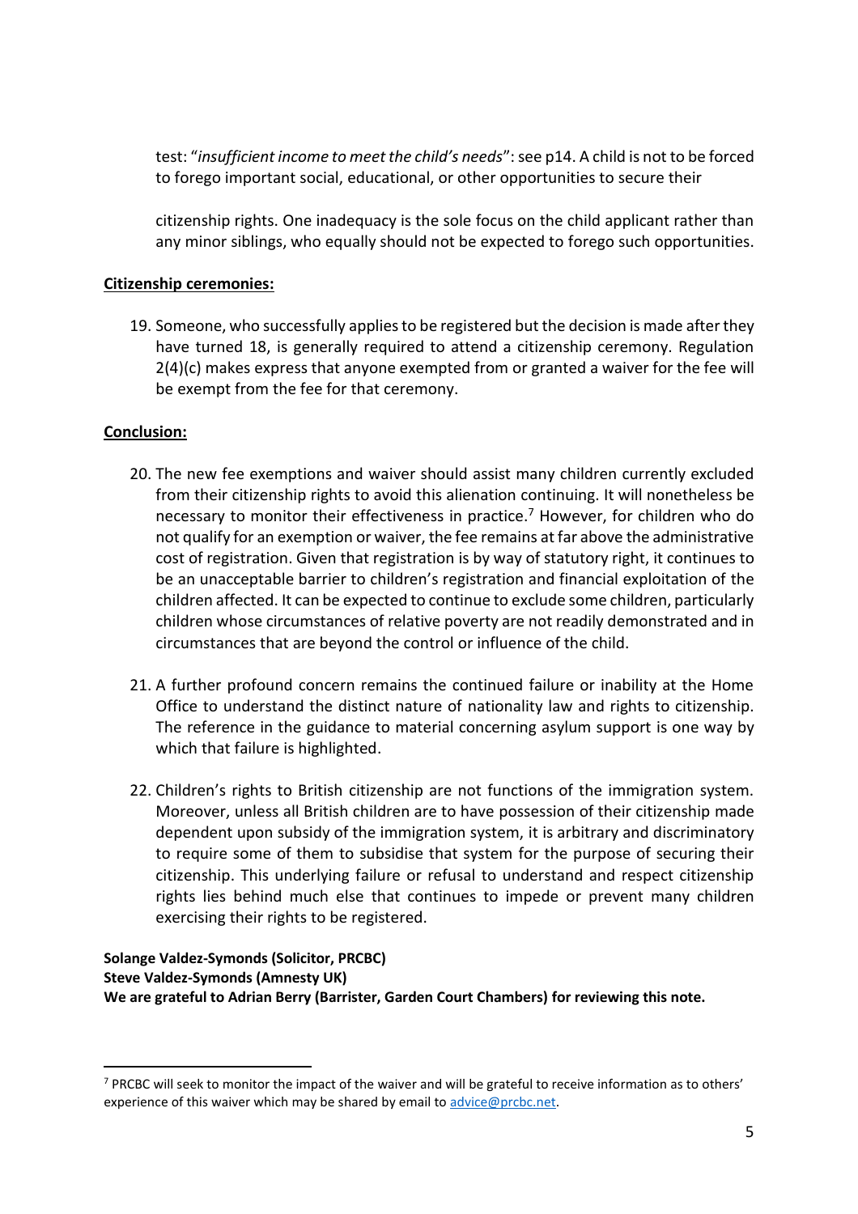test: "*insufficient income to meet the child's needs*": see p14. A child is not to be forced to forego important social, educational, or other opportunities to secure their

citizenship rights. One inadequacy is the sole focus on the child applicant rather than any minor siblings, who equally should not be expected to forego such opportunities.

**Citizenship ceremonies:**

19. Someone, who successfully applies to be registered but the decision is made after they have turned 18, is generally required to attend a citizenship ceremony. Regulation 2(4)(c) makes express that anyone exempted from or granted a waiver for the fee will be exempt from the fee for that ceremony.

**Conclusion:**

20. The new fee exemptions and waiver should assist many children currently excluded from their citizenship rights to avoid this alienation continuing. It will nonetheless be necessary to monitor their effectiveness in practice.[7] However, for children who do not qualify for an exemption or waiver, the fee remains at far above the administrative cost of registration. Given that registration is by way of statutory right, it continues to be an unacceptable barrier to children's registration and financial exploitation of the children affected. It can be expected to continue to exclude some children, particularly children whose circumstances of relative poverty are not readily demonstrated and in circumstances that are beyond the control or influence of the child.

21. A further profound concern remains the continued failure or inability at the Home Office to understand the distinct nature of nationality law and rights to citizenship. The reference in the guidance to material concerning asylum support is one way by which that failure is highlighted.

22. Children's rights to British citizenship are not functions of the immigration system. Moreover, unless all British children are to have possession of their citizenship made dependent upon subsidy of the immigration system, it is arbitrary and discriminatory to require some of them to subsidise that system for the purpose of securing their citizenship. This underlying failure or refusal to understand and respect citizenship rights lies behind much else that continues to impede or prevent many children exercising their rights to be registered.

**Solange Valdez-Symonds (Solicitor, PRCBC)**
**Steve Valdez-Symonds (Amnesty UK)**
**We are grateful to Adrian Berry (Barrister, Garden Court Chambers) for reviewing this note.**

[7] PRCBC will seek to monitor the impact of the waiver and will be grateful to receive information as to others' experience of this waiver which may be shared by email to advice@prcbc.net.